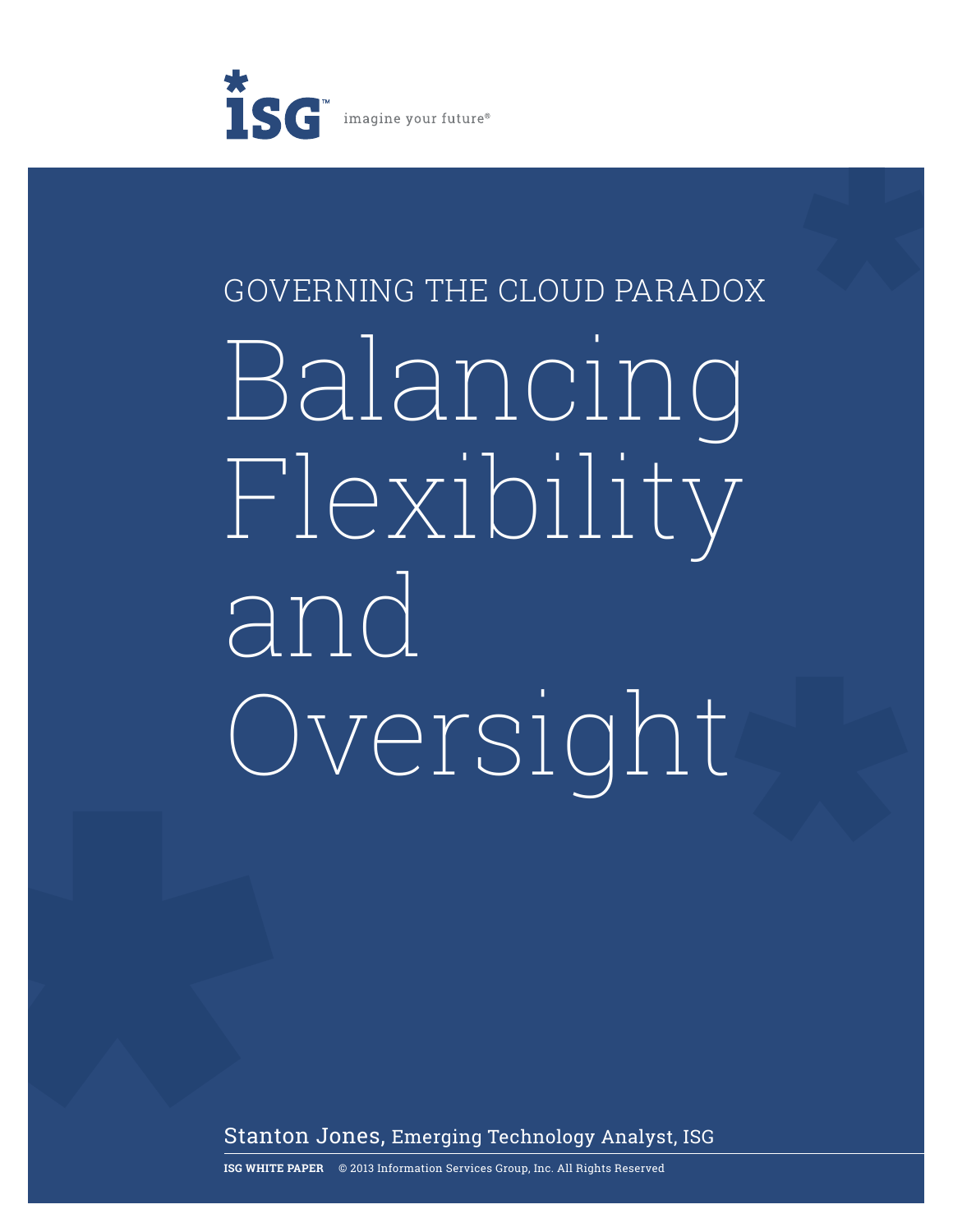ISG imagine your future®

GOVERNING THE CLOUD PARADOX

# Balancing Flexibility and Oversight

Stanton Jones, Emerging Technology Analyst, ISG

**ISG WHITE PAPER** © 2013 Information Services Group, Inc. All Rights Reserved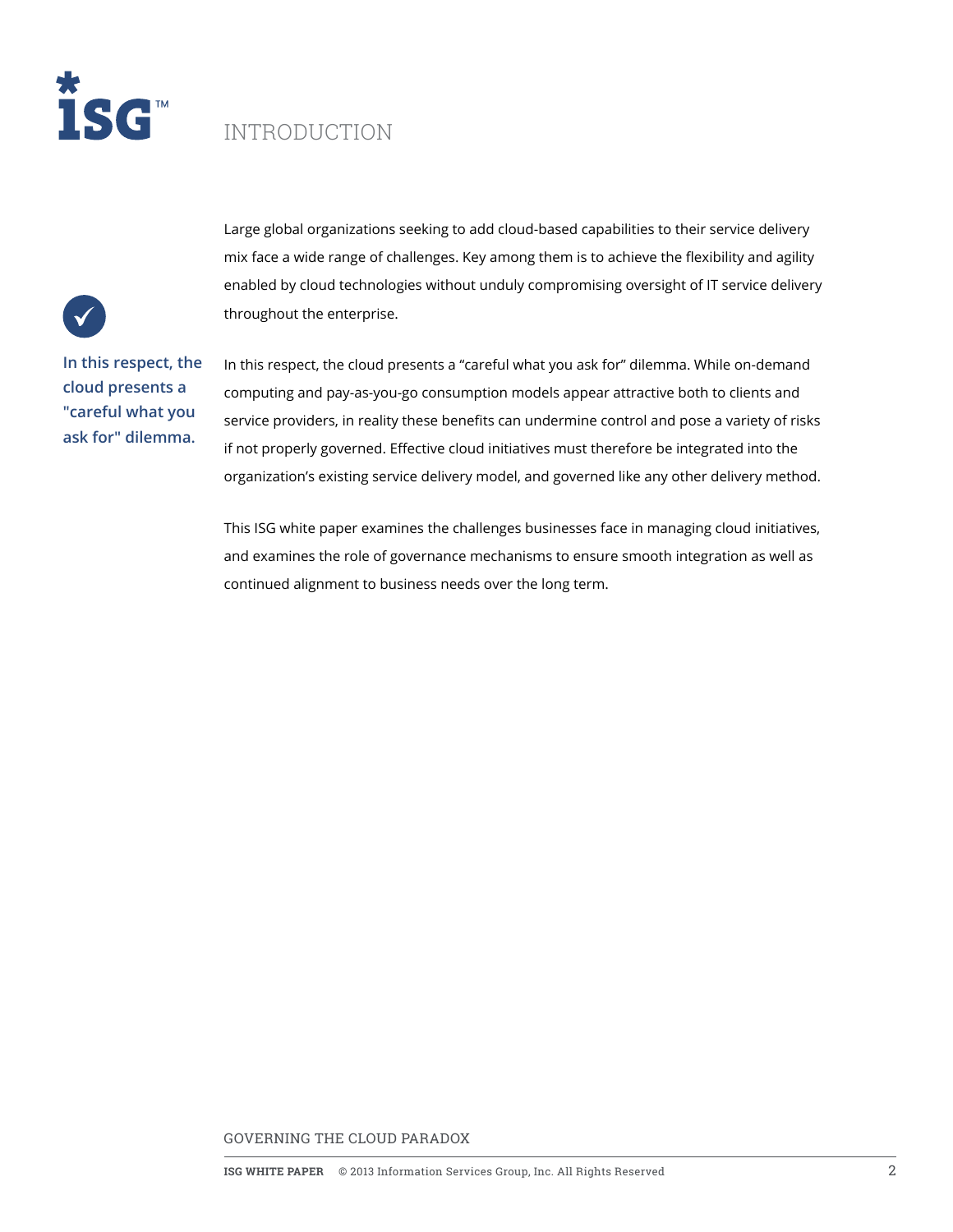# INTRODUCTION

Large global organizations seeking to add cloud-based capabilities to their service delivery mix face a wide range of challenges. Key among them is to achieve the flexibility and agility enabled by cloud technologies without unduly compromising oversight of IT service delivery throughout the enterprise.

**In this respect, the cloud presents a "careful what you ask for" dilemma.**

In this respect, the cloud presents a "careful what you ask for" dilemma. While on-demand computing and pay-as-you-go consumption models appear attractive both to clients and service providers, in reality these benefits can undermine control and pose a variety of risks if not properly governed. Effective cloud initiatives must therefore be integrated into the organization's existing service delivery model, and governed like any other delivery method.

This ISG white paper examines the challenges businesses face in managing cloud initiatives, and examines the role of governance mechanisms to ensure smooth integration as well as continued alignment to business needs over the long term.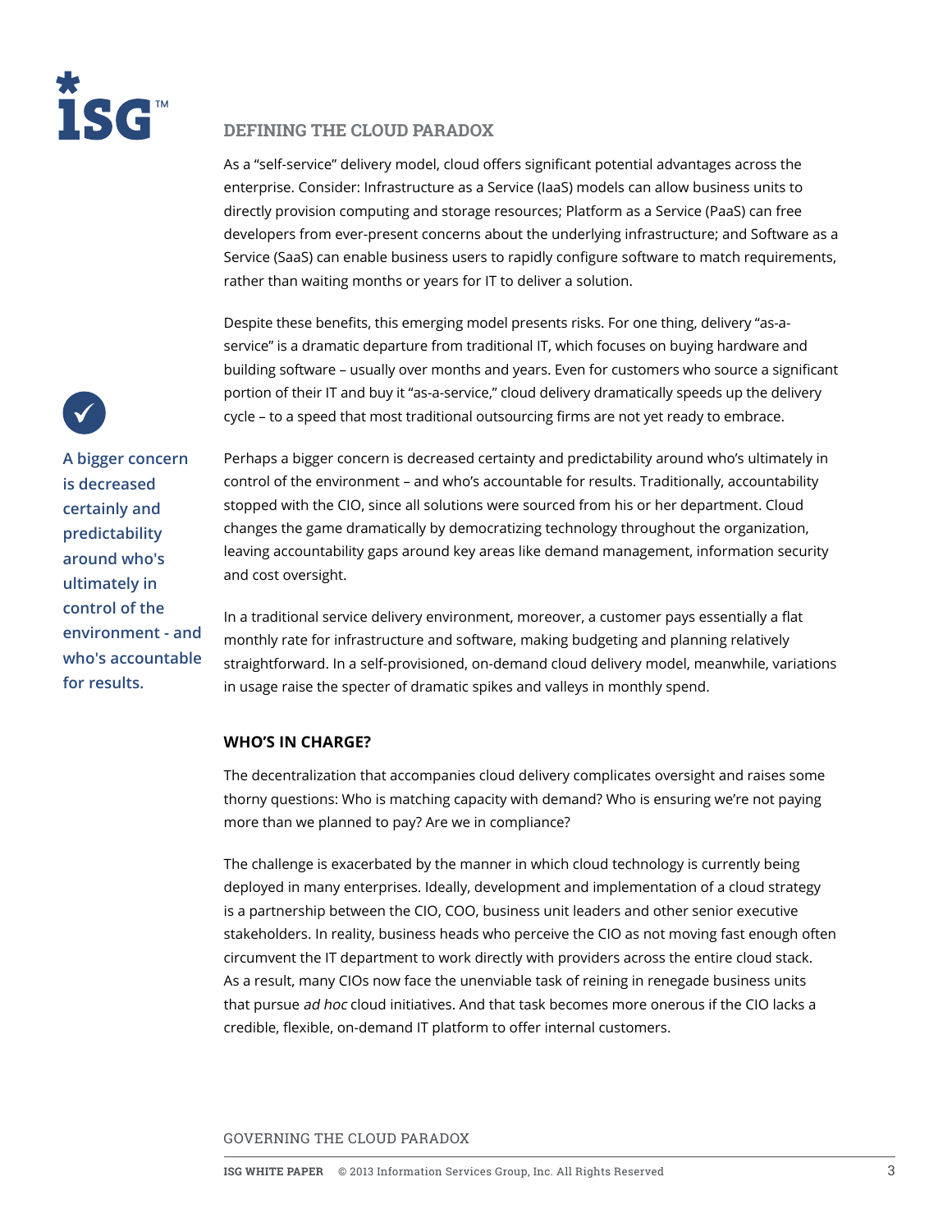## DEFINING THE CLOUD PARADOX

As a "self-service" delivery model, cloud offers significant potential advantages across the enterprise. Consider: Infrastructure as a Service (IaaS) models can allow business units to directly provision computing and storage resources; Platform as a Service (PaaS) can free developers from ever-present concerns about the underlying infrastructure; and Software as a Service (SaaS) can enable business users to rapidly configure software to match requirements, rather than waiting months or years for IT to deliver a solution.

Despite these benefits, this emerging model presents risks. For one thing, delivery "as-a-service" is a dramatic departure from traditional IT, which focuses on buying hardware and building software – usually over months and years. Even for customers who source a significant portion of their IT and buy it "as-a-service," cloud delivery dramatically speeds up the delivery cycle – to a speed that most traditional outsourcing firms are not yet ready to embrace.

> **A bigger concern is decreased certainly and predictability around who's ultimately in control of the environment - and who's accountable for results.**

Perhaps a bigger concern is decreased certainty and predictability around who's ultimately in control of the environment – and who's accountable for results. Traditionally, accountability stopped with the CIO, since all solutions were sourced from his or her department. Cloud changes the game dramatically by democratizing technology throughout the organization, leaving accountability gaps around key areas like demand management, information security and cost oversight.

In a traditional service delivery environment, moreover, a customer pays essentially a flat monthly rate for infrastructure and software, making budgeting and planning relatively straightforward. In a self-provisioned, on-demand cloud delivery model, meanwhile, variations in usage raise the specter of dramatic spikes and valleys in monthly spend.

### WHO'S IN CHARGE?

The decentralization that accompanies cloud delivery complicates oversight and raises some thorny questions: Who is matching capacity with demand? Who is ensuring we're not paying more than we planned to pay? Are we in compliance?

The challenge is exacerbated by the manner in which cloud technology is currently being deployed in many enterprises. Ideally, development and implementation of a cloud strategy is a partnership between the CIO, COO, business unit leaders and other senior executive stakeholders. In reality, business heads who perceive the CIO as not moving fast enough often circumvent the IT department to work directly with providers across the entire cloud stack. As a result, many CIOs now face the unenviable task of reining in renegade business units that pursue *ad hoc* cloud initiatives. And that task becomes more onerous if the CIO lacks a credible, flexible, on-demand IT platform to offer internal customers.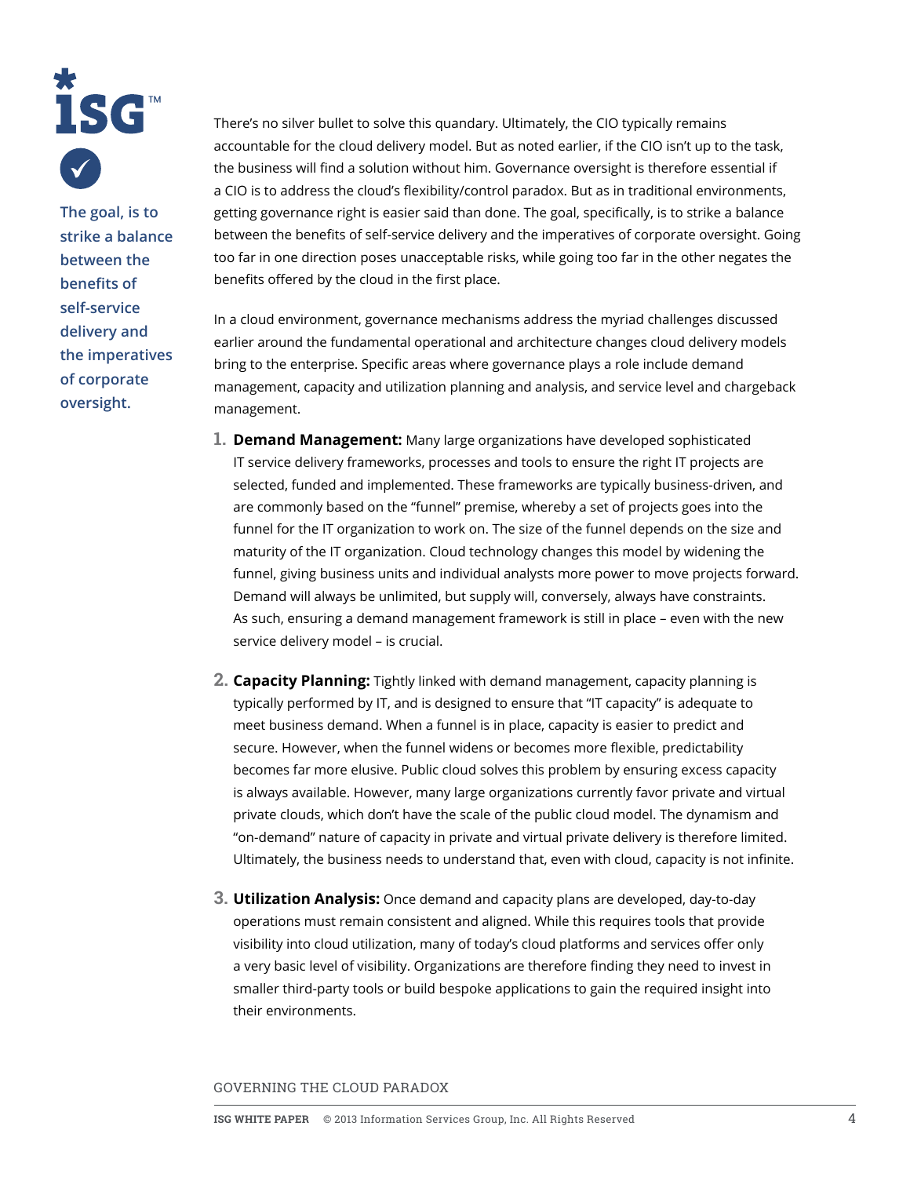> The goal, is to strike a balance between the benefits of self-service delivery and the imperatives of corporate oversight.

There's no silver bullet to solve this quandary. Ultimately, the CIO typically remains accountable for the cloud delivery model. But as noted earlier, if the CIO isn't up to the task, the business will find a solution without him. Governance oversight is therefore essential if a CIO is to address the cloud's flexibility/control paradox. But as in traditional environments, getting governance right is easier said than done. The goal, specifically, is to strike a balance between the benefits of self-service delivery and the imperatives of corporate oversight. Going too far in one direction poses unacceptable risks, while going too far in the other negates the benefits offered by the cloud in the first place.

In a cloud environment, governance mechanisms address the myriad challenges discussed earlier around the fundamental operational and architecture changes cloud delivery models bring to the enterprise. Specific areas where governance plays a role include demand management, capacity and utilization planning and analysis, and service level and chargeback management.

1. **Demand Management:** Many large organizations have developed sophisticated IT service delivery frameworks, processes and tools to ensure the right IT projects are selected, funded and implemented. These frameworks are typically business-driven, and are commonly based on the "funnel" premise, whereby a set of projects goes into the funnel for the IT organization to work on. The size of the funnel depends on the size and maturity of the IT organization. Cloud technology changes this model by widening the funnel, giving business units and individual analysts more power to move projects forward. Demand will always be unlimited, but supply will, conversely, always have constraints. As such, ensuring a demand management framework is still in place – even with the new service delivery model – is crucial.

2. **Capacity Planning:** Tightly linked with demand management, capacity planning is typically performed by IT, and is designed to ensure that "IT capacity" is adequate to meet business demand. When a funnel is in place, capacity is easier to predict and secure. However, when the funnel widens or becomes more flexible, predictability becomes far more elusive. Public cloud solves this problem by ensuring excess capacity is always available. However, many large organizations currently favor private and virtual private clouds, which don't have the scale of the public cloud model. The dynamism and "on-demand" nature of capacity in private and virtual private delivery is therefore limited. Ultimately, the business needs to understand that, even with cloud, capacity is not infinite.

3. **Utilization Analysis:** Once demand and capacity plans are developed, day-to-day operations must remain consistent and aligned. While this requires tools that provide visibility into cloud utilization, many of today's cloud platforms and services offer only a very basic level of visibility. Organizations are therefore finding they need to invest in smaller third-party tools or build bespoke applications to gain the required insight into their environments.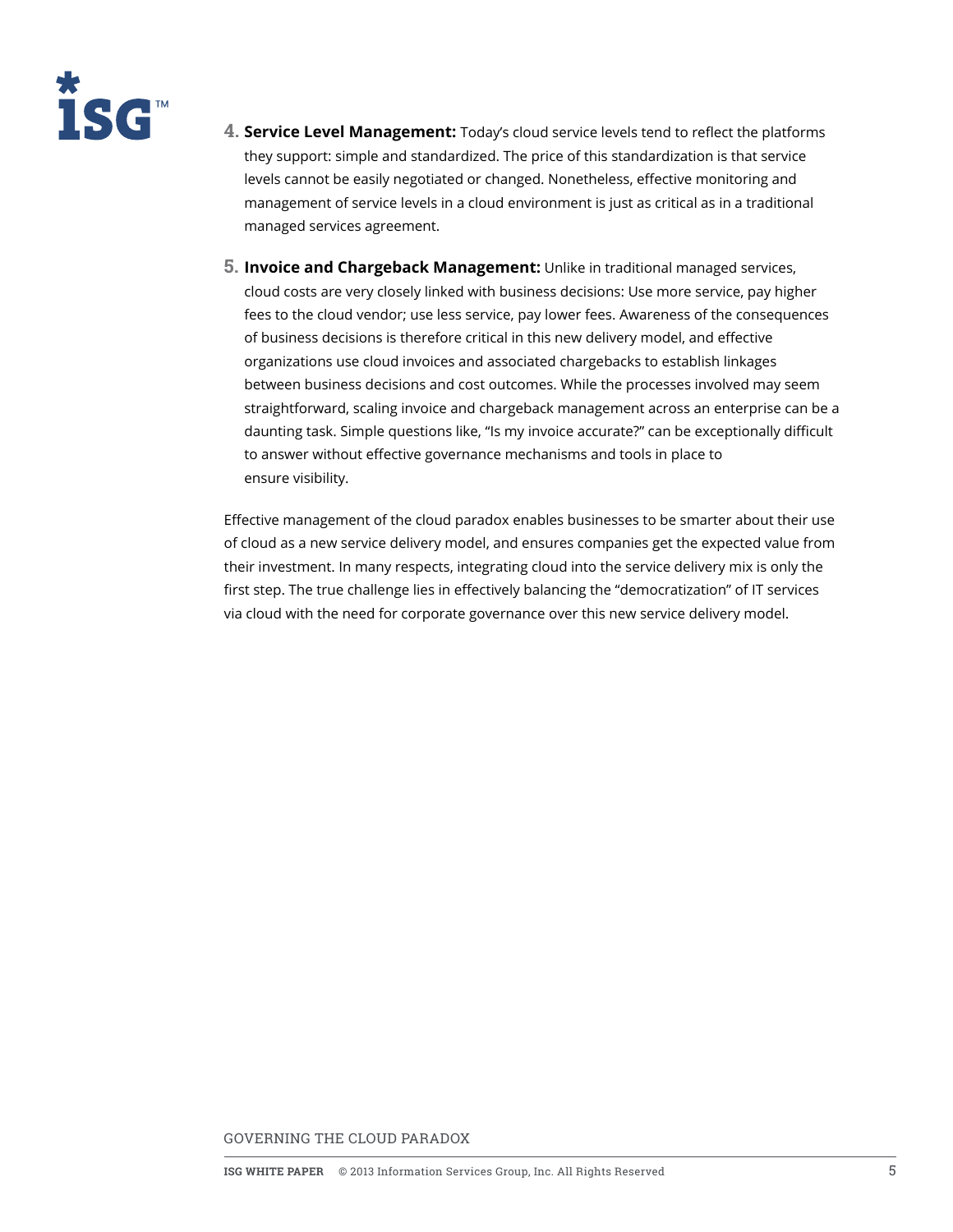4. **Service Level Management:** Today's cloud service levels tend to reflect the platforms they support: simple and standardized. The price of this standardization is that service levels cannot be easily negotiated or changed. Nonetheless, effective monitoring and management of service levels in a cloud environment is just as critical as in a traditional managed services agreement.

5. **Invoice and Chargeback Management:** Unlike in traditional managed services, cloud costs are very closely linked with business decisions: Use more service, pay higher fees to the cloud vendor; use less service, pay lower fees. Awareness of the consequences of business decisions is therefore critical in this new delivery model, and effective organizations use cloud invoices and associated chargebacks to establish linkages between business decisions and cost outcomes. While the processes involved may seem straightforward, scaling invoice and chargeback management across an enterprise can be a daunting task. Simple questions like, "Is my invoice accurate?" can be exceptionally difficult to answer without effective governance mechanisms and tools in place to ensure visibility.

Effective management of the cloud paradox enables businesses to be smarter about their use of cloud as a new service delivery model, and ensures companies get the expected value from their investment. In many respects, integrating cloud into the service delivery mix is only the first step. The true challenge lies in effectively balancing the "democratization" of IT services via cloud with the need for corporate governance over this new service delivery model.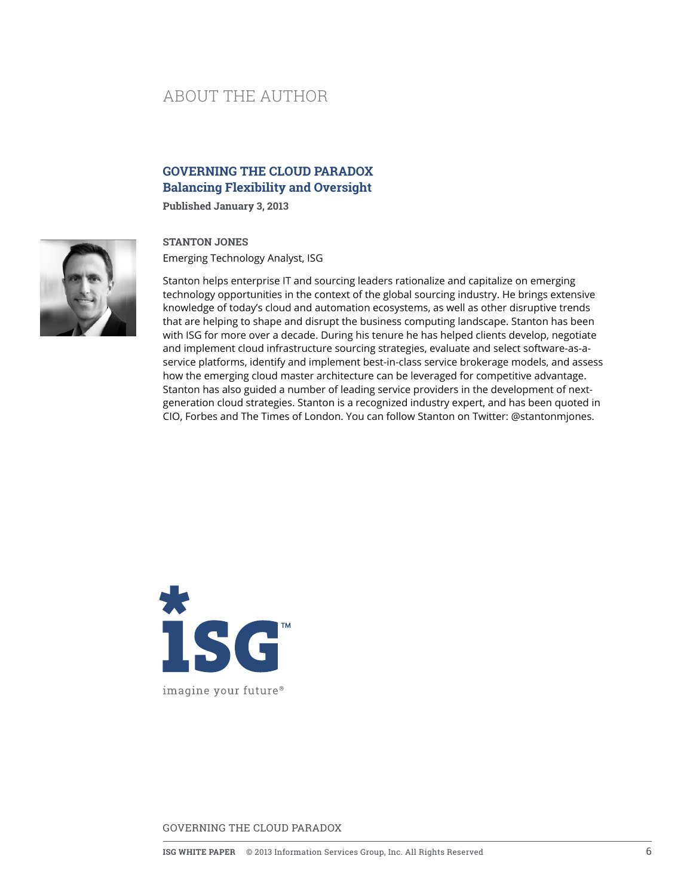# ABOUT THE AUTHOR

## GOVERNING THE CLOUD PARADOX
### Balancing Flexibility and Oversight

**Published January 3, 2013**

**STANTON JONES**

Emerging Technology Analyst, ISG

Stanton helps enterprise IT and sourcing leaders rationalize and capitalize on emerging technology opportunities in the context of the global sourcing industry. He brings extensive knowledge of today's cloud and automation ecosystems, as well as other disruptive trends that are helping to shape and disrupt the business computing landscape. Stanton has been with ISG for more over a decade. During his tenure he has helped clients develop, negotiate and implement cloud infrastructure sourcing strategies, evaluate and select software-as-a-service platforms, identify and implement best-in-class service brokerage models, and assess how the emerging cloud master architecture can be leveraged for competitive advantage. Stanton has also guided a number of leading service providers in the development of next-generation cloud strategies. Stanton is a recognized industry expert, and has been quoted in CIO, Forbes and The Times of London. You can follow Stanton on Twitter: @stantonmjones.

ISG™

imagine your future®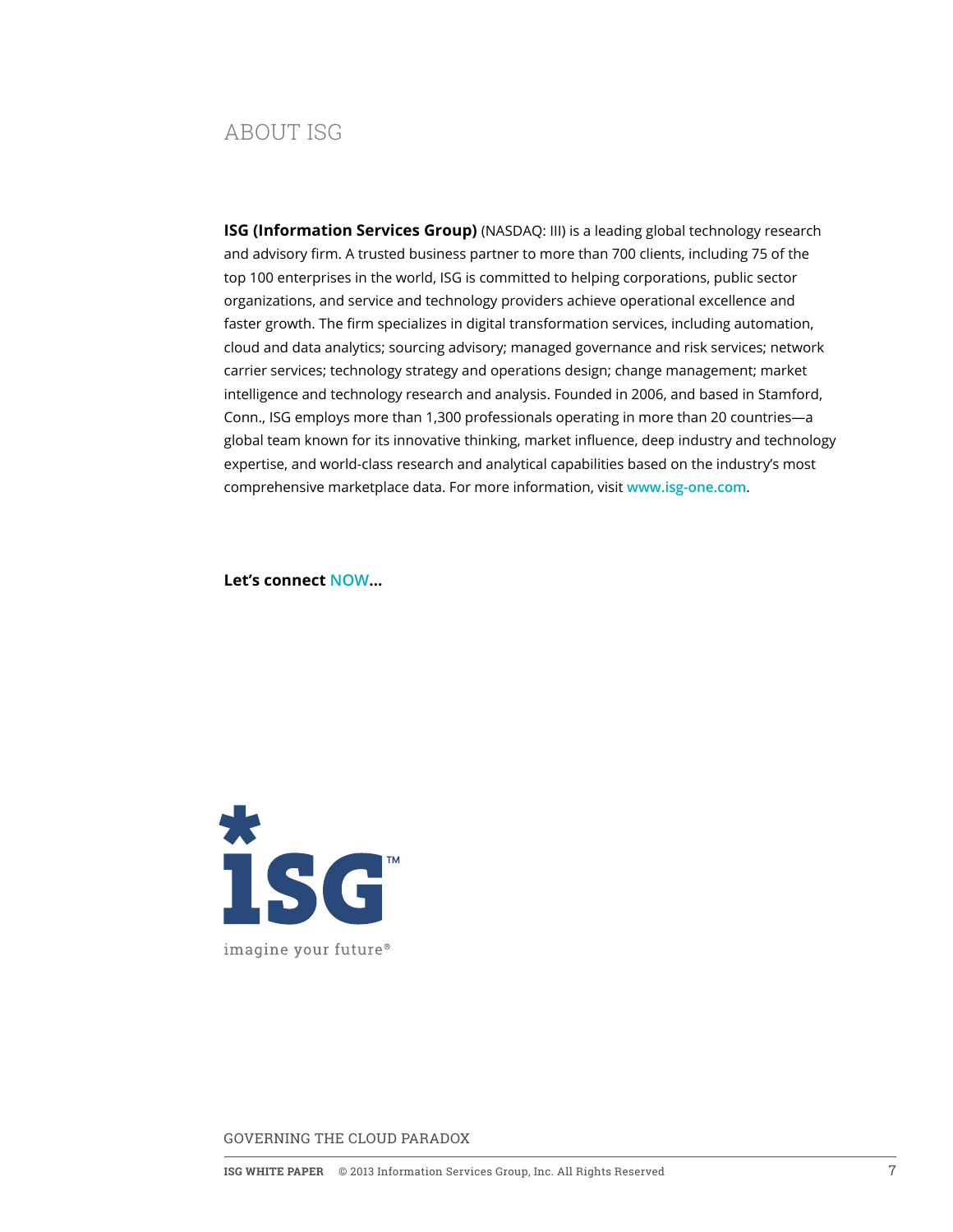# ABOUT ISG

**ISG (Information Services Group)** (NASDAQ: III) is a leading global technology research and advisory firm. A trusted business partner to more than 700 clients, including 75 of the top 100 enterprises in the world, ISG is committed to helping corporations, public sector organizations, and service and technology providers achieve operational excellence and faster growth. The firm specializes in digital transformation services, including automation, cloud and data analytics; sourcing advisory; managed governance and risk services; network carrier services; technology strategy and operations design; change management; market intelligence and technology research and analysis. Founded in 2006, and based in Stamford, Conn., ISG employs more than 1,300 professionals operating in more than 20 countries—a global team known for its innovative thinking, market influence, deep industry and technology expertise, and world-class research and analytical capabilities based on the industry's most comprehensive marketplace data. For more information, visit www.isg-one.com.

**Let's connect NOW...**

ISG™

imagine your future®